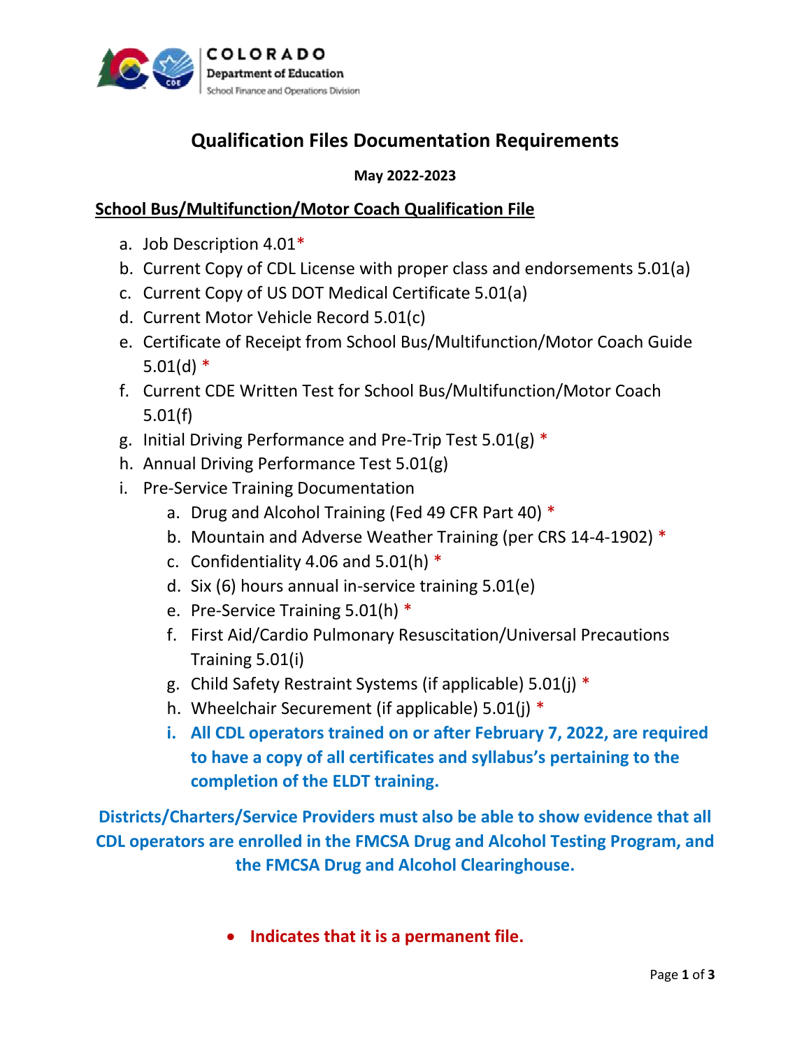COLORADO
Department of Education
School Finance and Operations Division

# Qualification Files Documentation Requirements

**May 2022-2023**

## School Bus/Multifunction/Motor Coach Qualification File

a. Job Description 4.01*
b. Current Copy of CDL License with proper class and endorsements 5.01(a)
c. Current Copy of US DOT Medical Certificate 5.01(a)
d. Current Motor Vehicle Record 5.01(c)
e. Certificate of Receipt from School Bus/Multifunction/Motor Coach Guide 5.01(d) *
f. Current CDE Written Test for School Bus/Multifunction/Motor Coach 5.01(f)
g. Initial Driving Performance and Pre-Trip Test 5.01(g) *
h. Annual Driving Performance Test 5.01(g)
i. Pre-Service Training Documentation
    a. Drug and Alcohol Training (Fed 49 CFR Part 40) *
    b. Mountain and Adverse Weather Training (per CRS 14-4-1902) *
    c. Confidentiality 4.06 and 5.01(h) *
    d. Six (6) hours annual in-service training 5.01(e)
    e. Pre-Service Training 5.01(h) *
    f. First Aid/Cardio Pulmonary Resuscitation/Universal Precautions Training 5.01(i)
    g. Child Safety Restraint Systems (if applicable) 5.01(j) *
    h. Wheelchair Securement (if applicable) 5.01(j) *
    i. **All CDL operators trained on or after February 7, 2022, are required to have a copy of all certificates and syllabus's pertaining to the completion of the ELDT training.**

**Districts/Charters/Service Providers must also be able to show evidence that all CDL operators are enrolled in the FMCSA Drug and Alcohol Testing Program, and the FMCSA Drug and Alcohol Clearinghouse.**

- **Indicates that it is a permanent file.**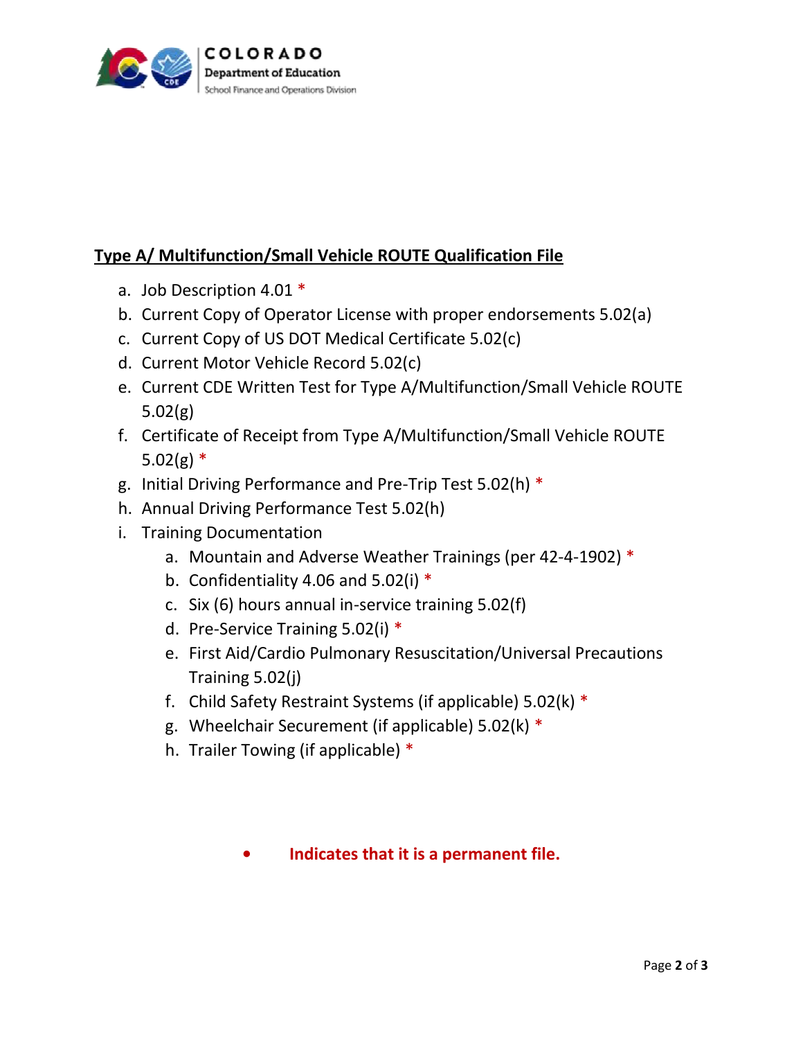**Type A/ Multifunction/Small Vehicle ROUTE Qualification File**

a. Job Description 4.01 *
b. Current Copy of Operator License with proper endorsements 5.02(a)
c. Current Copy of US DOT Medical Certificate 5.02(c)
d. Current Motor Vehicle Record 5.02(c)
e. Current CDE Written Test for Type A/Multifunction/Small Vehicle ROUTE 5.02(g)
f. Certificate of Receipt from Type A/Multifunction/Small Vehicle ROUTE 5.02(g) *
g. Initial Driving Performance and Pre-Trip Test 5.02(h) *
h. Annual Driving Performance Test 5.02(h)
i. Training Documentation
    a. Mountain and Adverse Weather Trainings (per 42-4-1902) *
    b. Confidentiality 4.06 and 5.02(i) *
    c. Six (6) hours annual in-service training 5.02(f)
    d. Pre-Service Training 5.02(i) *
    e. First Aid/Cardio Pulmonary Resuscitation/Universal Precautions Training 5.02(j)
    f. Child Safety Restraint Systems (if applicable) 5.02(k) *
    g. Wheelchair Securement (if applicable) 5.02(k) *
    h. Trailer Towing (if applicable) *

- **Indicates that it is a permanent file.**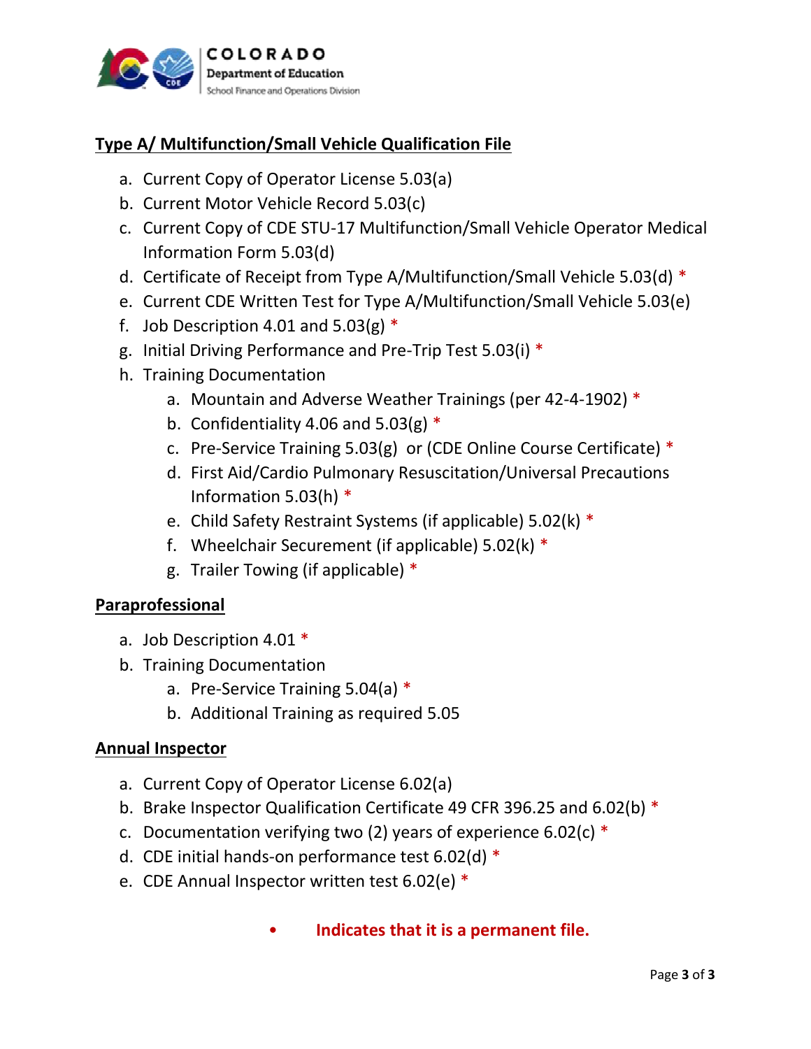## Type A/ Multifunction/Small Vehicle Qualification File

a. Current Copy of Operator License 5.03(a)
b. Current Motor Vehicle Record 5.03(c)
c. Current Copy of CDE STU-17 Multifunction/Small Vehicle Operator Medical Information Form 5.03(d)
d. Certificate of Receipt from Type A/Multifunction/Small Vehicle 5.03(d) *
e. Current CDE Written Test for Type A/Multifunction/Small Vehicle 5.03(e)
f. Job Description 4.01 and 5.03(g) *
g. Initial Driving Performance and Pre-Trip Test 5.03(i) *
h. Training Documentation
    a. Mountain and Adverse Weather Trainings (per 42-4-1902) *
    b. Confidentiality 4.06 and 5.03(g) *
    c. Pre-Service Training 5.03(g) or (CDE Online Course Certificate) *
    d. First Aid/Cardio Pulmonary Resuscitation/Universal Precautions Information 5.03(h) *
    e. Child Safety Restraint Systems (if applicable) 5.02(k) *
    f. Wheelchair Securement (if applicable) 5.02(k) *
    g. Trailer Towing (if applicable) *

## Paraprofessional

a. Job Description 4.01 *
b. Training Documentation
    a. Pre-Service Training 5.04(a) *
    b. Additional Training as required 5.05

## Annual Inspector

a. Current Copy of Operator License 6.02(a)
b. Brake Inspector Qualification Certificate 49 CFR 396.25 and 6.02(b) *
c. Documentation verifying two (2) years of experience 6.02(c) *
d. CDE initial hands-on performance test 6.02(d) *
e. CDE Annual Inspector written test 6.02(e) *

- **Indicates that it is a permanent file.**